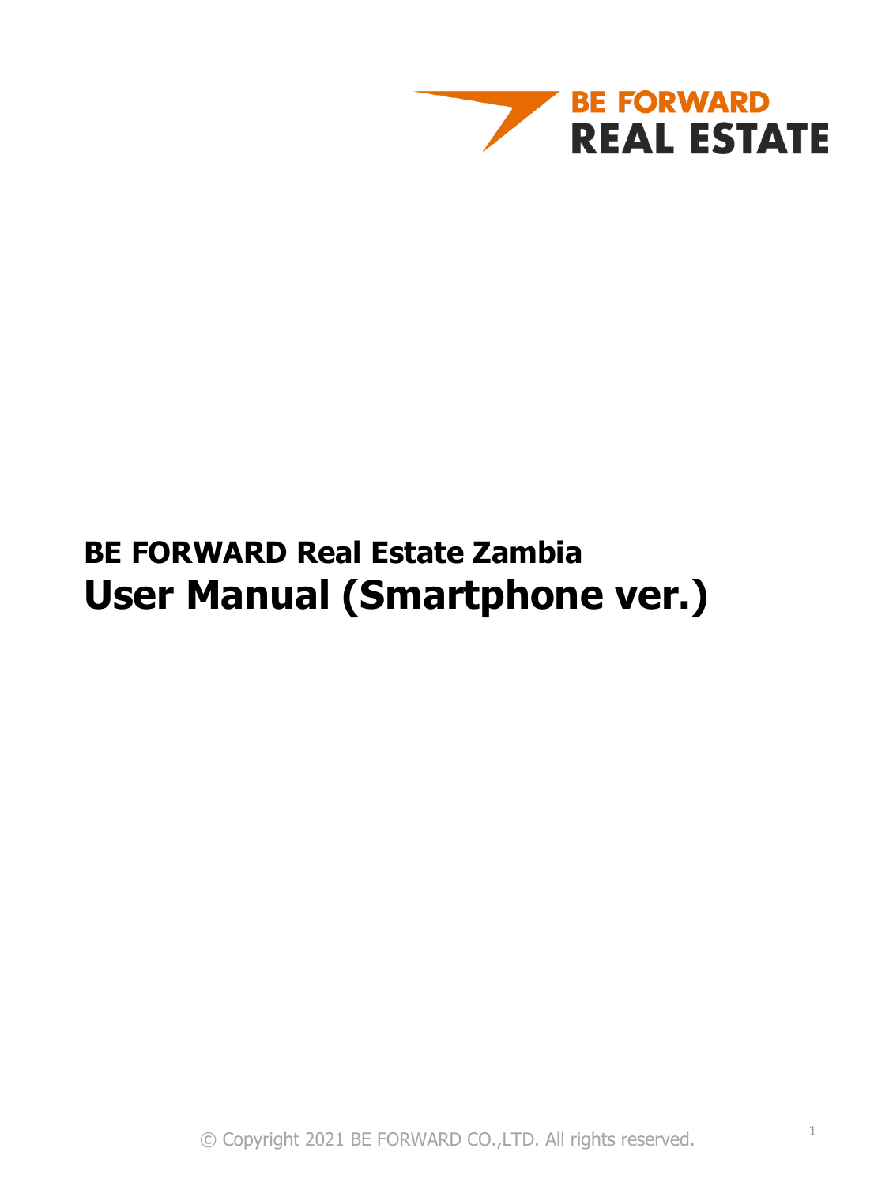BE FORWARD
REAL ESTATE

# BE FORWARD Real Estate Zambia
# User Manual (Smartphone ver.)

© Copyright 2021 BE FORWARD CO.,LTD. All rights reserved.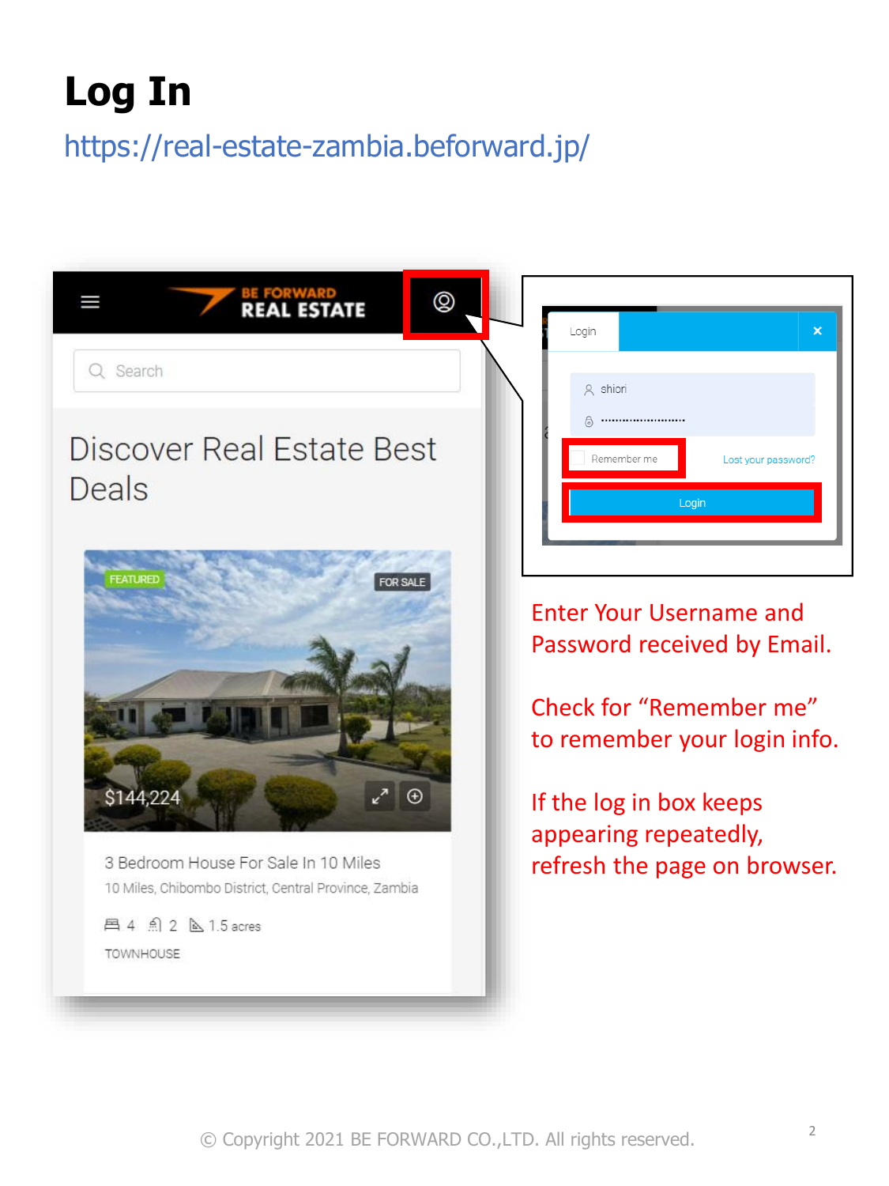# Log In

https://real-estate-zambia.beforward.jp/

Enter Your Username and Password received by Email.

Check for “Remember me” to remember your login info.

If the log in box keeps appearing repeatedly, refresh the page on browser.

© Copyright 2021 BE FORWARD CO.,LTD. All rights reserved.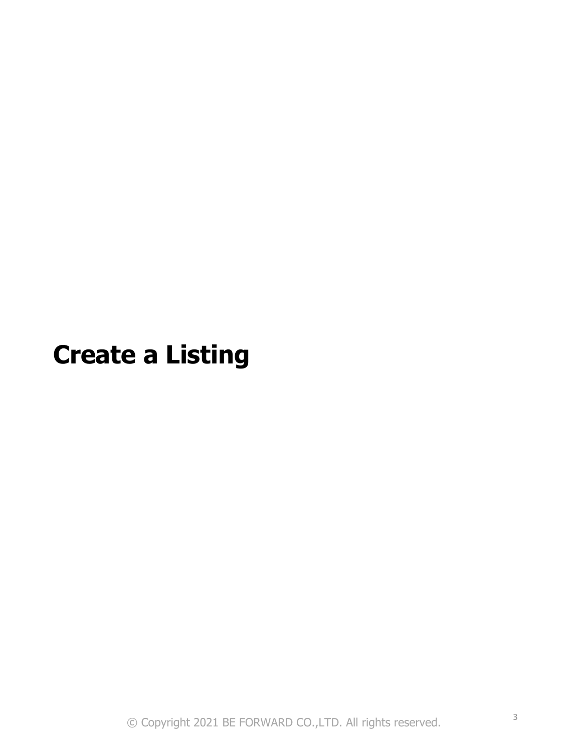# Create a Listing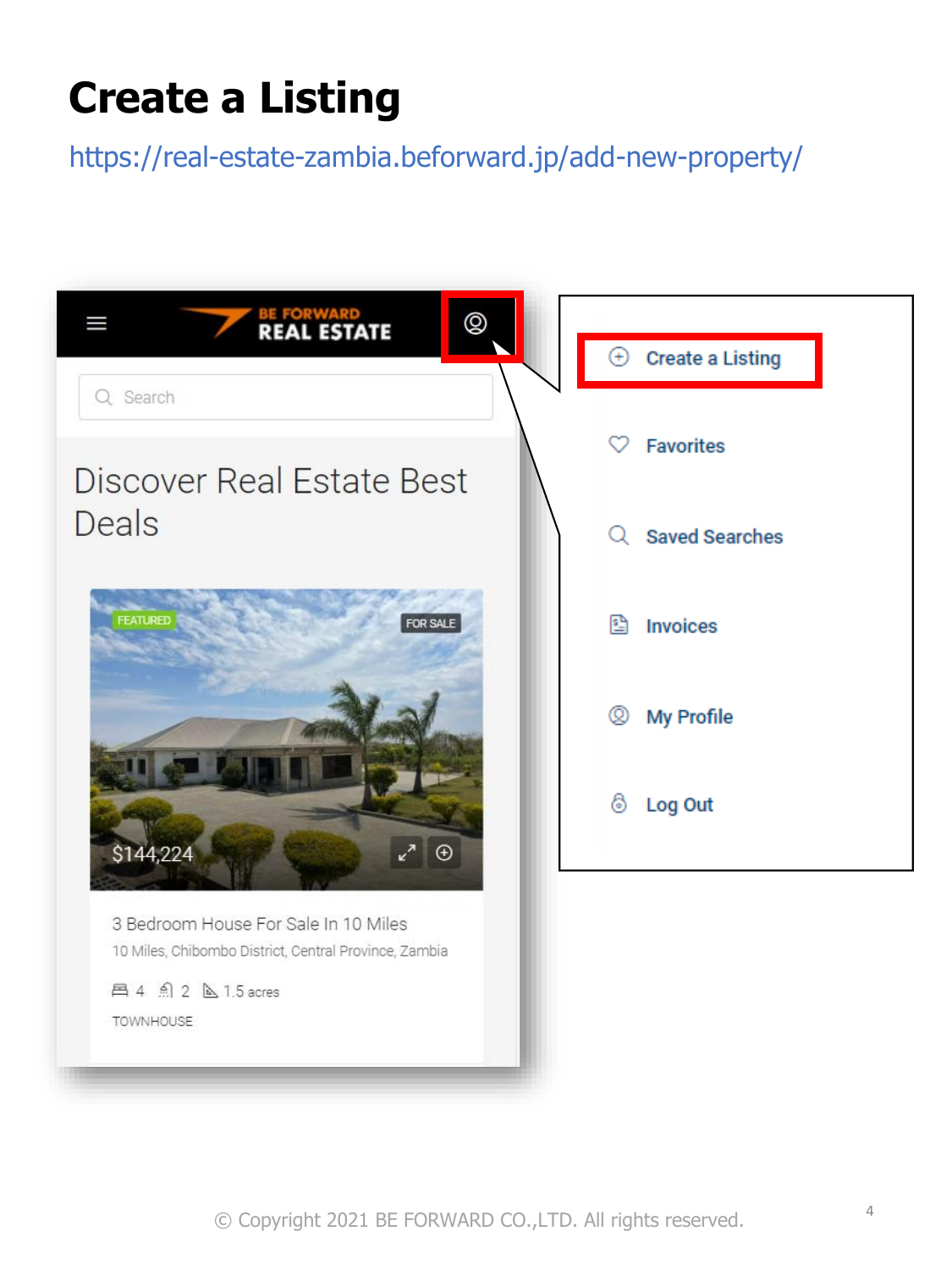# Create a Listing

https://real-estate-zambia.beforward.jp/add-new-property/

BE FORWARD REAL ESTATE

Search

Discover Real Estate Best Deals

FEATURED

FOR SALE

$144,224

3 Bedroom House For Sale In 10 Miles

10 Miles, Chibombo District, Central Province, Zambia

4 2 1.5 acres

TOWNHOUSE

- Create a Listing
- Favorites
- Saved Searches
- Invoices
- My Profile
- Log Out

© Copyright 2021 BE FORWARD CO.,LTD. All rights reserved.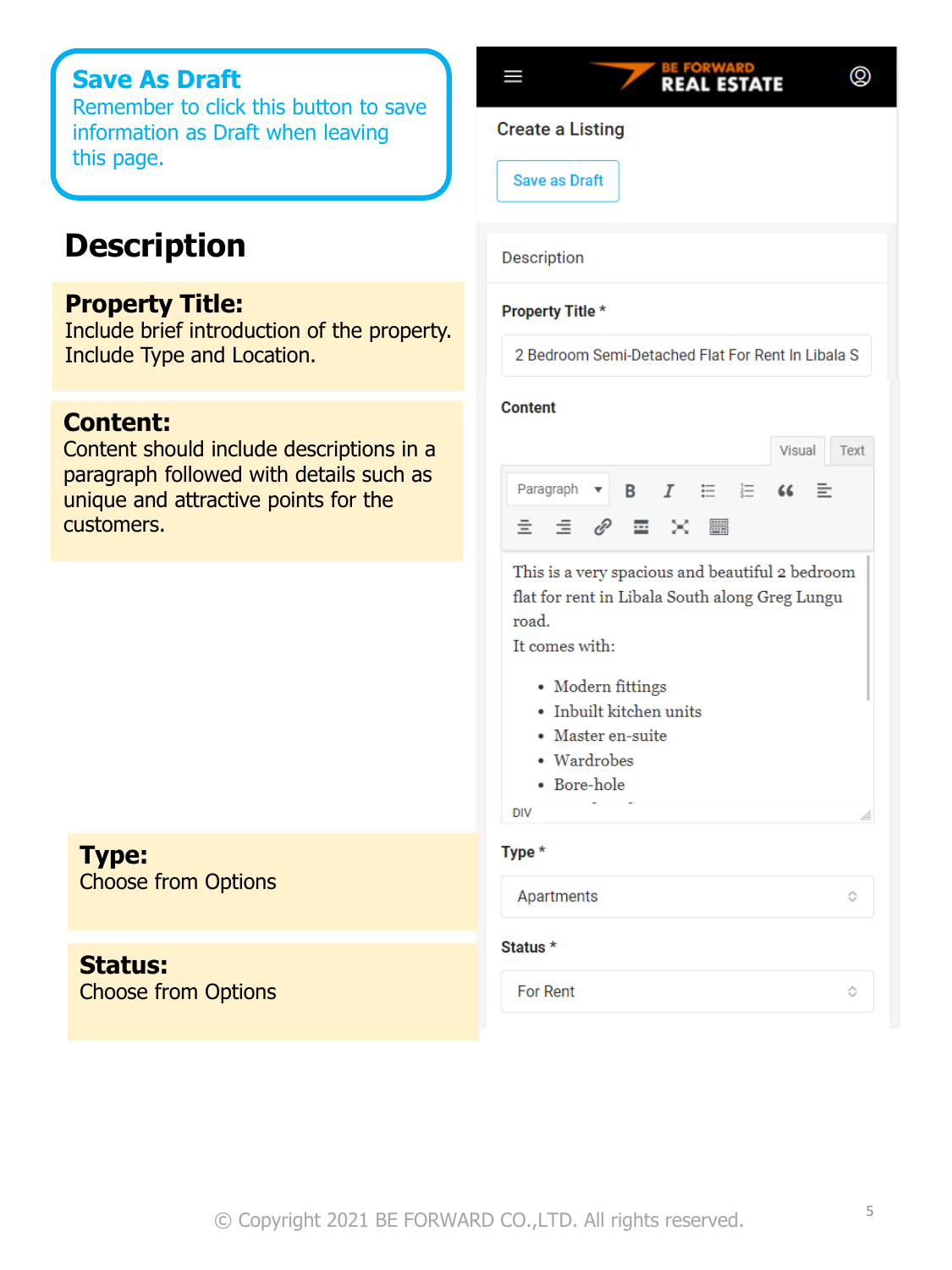**Save As Draft**
Remember to click this button to save information as Draft when leaving this page.

# Description

**Property Title:**
Include brief introduction of the property. Include Type and Location.

**Content:**
Content should include descriptions in a paragraph followed with details such as unique and attractive points for the customers.

**Type:**
Choose from Options

**Status:**
Choose from Options

BE FORWARD REAL ESTATE

Create a Listing

Save as Draft

Description

Property Title *

2 Bedroom Semi-Detached Flat For Rent In Libala S

Content

Visual Text

Paragraph

This is a very spacious and beautiful 2 bedroom flat for rent in Libala South along Greg Lungu road.
It comes with:

- Modern fittings
- Inbuilt kitchen units
- Master en-suite
- Wardrobes
- Bore-hole

DIV

Type *

Apartments

Status *

For Rent

© Copyright 2021 BE FORWARD CO.,LTD. All rights reserved.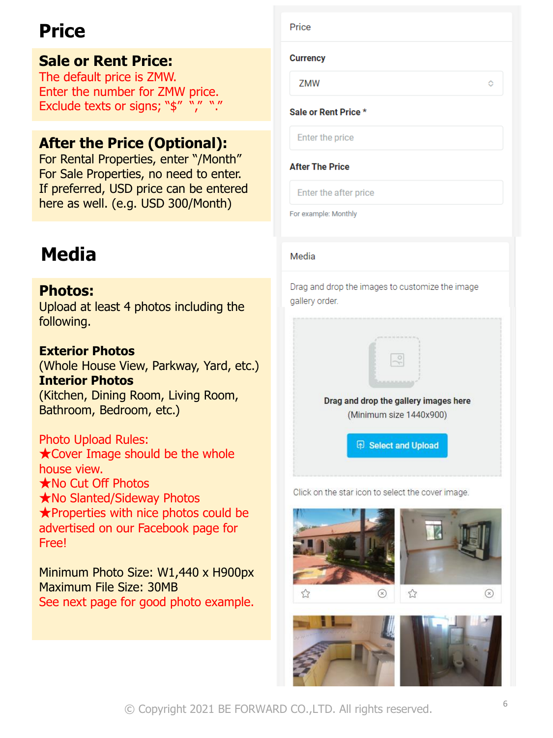# Price

**Sale or Rent Price:**
The default price is ZMW.
Enter the number for ZMW price.
Exclude texts or signs; "$" "," "."

**After the Price (Optional):**
For Rental Properties, enter "/Month"
For Sale Properties, no need to enter.
If preferred, USD price can be entered here as well. (e.g. USD 300/Month)

Price

Currency

ZMW

Sale or Rent Price *

Enter the price

After The Price

Enter the after price

For example: Monthly

# Media

**Photos:**
Upload at least 4 photos including the following.

**Exterior Photos**
(Whole House View, Parkway, Yard, etc.)
**Interior Photos**
(Kitchen, Dining Room, Living Room, Bathroom, Bedroom, etc.)

Photo Upload Rules:
★Cover Image should be the whole house view.
★No Cut Off Photos
★No Slanted/Sideway Photos
★Properties with nice photos could be advertised on our Facebook page for Free!

Minimum Photo Size: W1,440 x H900px
Maximum File Size: 30MB
See next page for good photo example.

Media

Drag and drop the images to customize the image gallery order.

Drag and drop the gallery images here
(Minimum size 1440x900)

Select and Upload

Click on the star icon to select the cover image.

© Copyright 2021 BE FORWARD CO.,LTD. All rights reserved.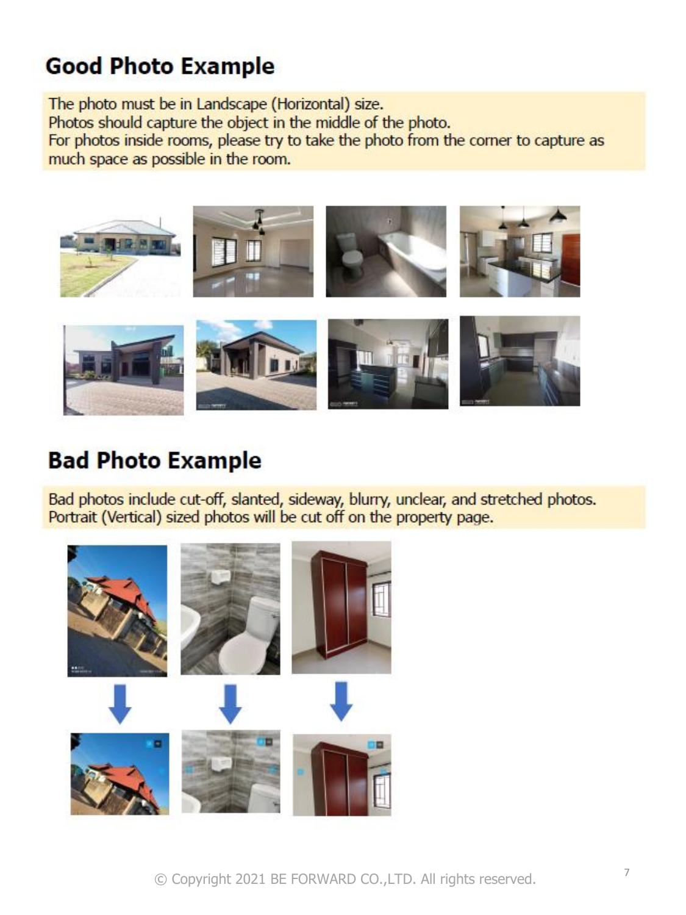## Good Photo Example

The photo must be in Landscape (Horizontal) size.
Photos should capture the object in the middle of the photo.
For photos inside rooms, please try to take the photo from the corner to capture as much space as possible in the room.

## Bad Photo Example

Bad photos include cut-off, slanted, sideway, blurry, unclear, and stretched photos.
Portrait (Vertical) sized photos will be cut off on the property page.

© Copyright 2021 BE FORWARD CO.,LTD. All rights reserved.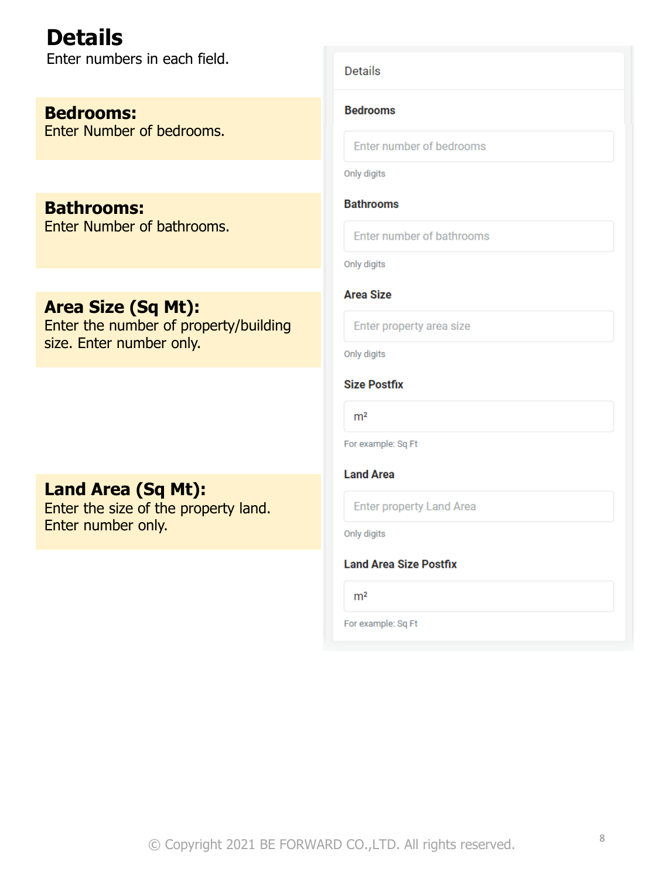# Details

Enter numbers in each field.

**Bedrooms:**
Enter Number of bedrooms.

**Bathrooms:**
Enter Number of bathrooms.

**Area Size (Sq Mt):**
Enter the number of property/building size. Enter number only.

**Land Area (Sq Mt):**
Enter the size of the property land. Enter number only.

Details

Bedrooms

Enter number of bedrooms

Only digits

Bathrooms

Enter number of bathrooms

Only digits

Area Size

Enter property area size

Only digits

Size Postfix

$m^2$

For example: Sq Ft

Land Area

Enter property Land Area

Only digits

Land Area Size Postfix

$m^2$

For example: Sq Ft

© Copyright 2021 BE FORWARD CO.,LTD. All rights reserved.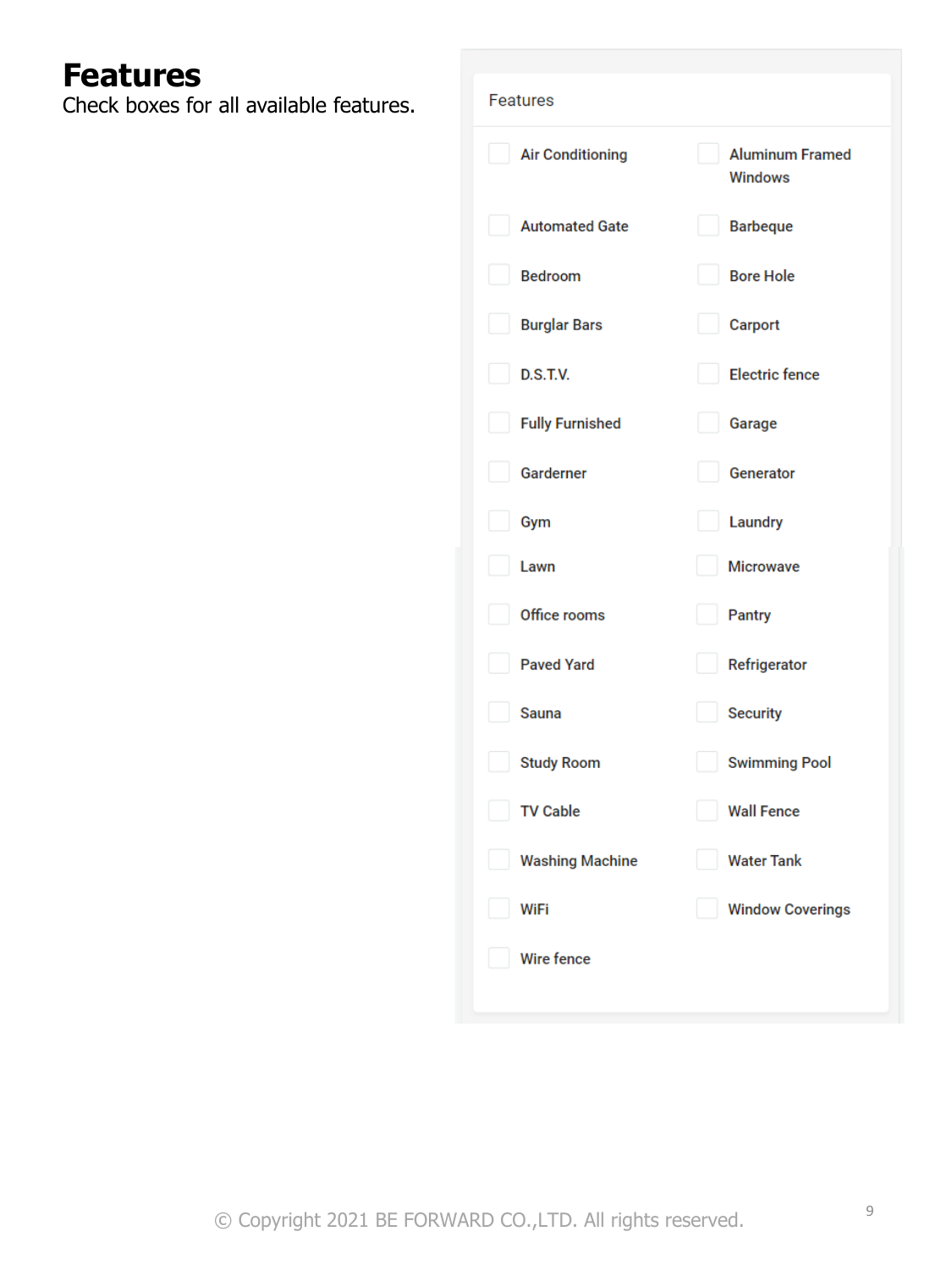# Features

Check boxes for all available features.

Features

- [ ] Air Conditioning
- [ ] Aluminum Framed Windows
- [ ] Automated Gate
- [ ] Barbeque
- [ ] Bedroom
- [ ] Bore Hole
- [ ] Burglar Bars
- [ ] Carport
- [ ] D.S.T.V.
- [ ] Electric fence
- [ ] Fully Furnished
- [ ] Garage
- [ ] Garderner
- [ ] Generator
- [ ] Gym
- [ ] Laundry
- [ ] Lawn
- [ ] Microwave
- [ ] Office rooms
- [ ] Pantry
- [ ] Paved Yard
- [ ] Refrigerator
- [ ] Sauna
- [ ] Security
- [ ] Study Room
- [ ] Swimming Pool
- [ ] TV Cable
- [ ] Wall Fence
- [ ] Washing Machine
- [ ] Water Tank
- [ ] WiFi
- [ ] Window Coverings
- [ ] Wire fence

© Copyright 2021 BE FORWARD CO.,LTD. All rights reserved.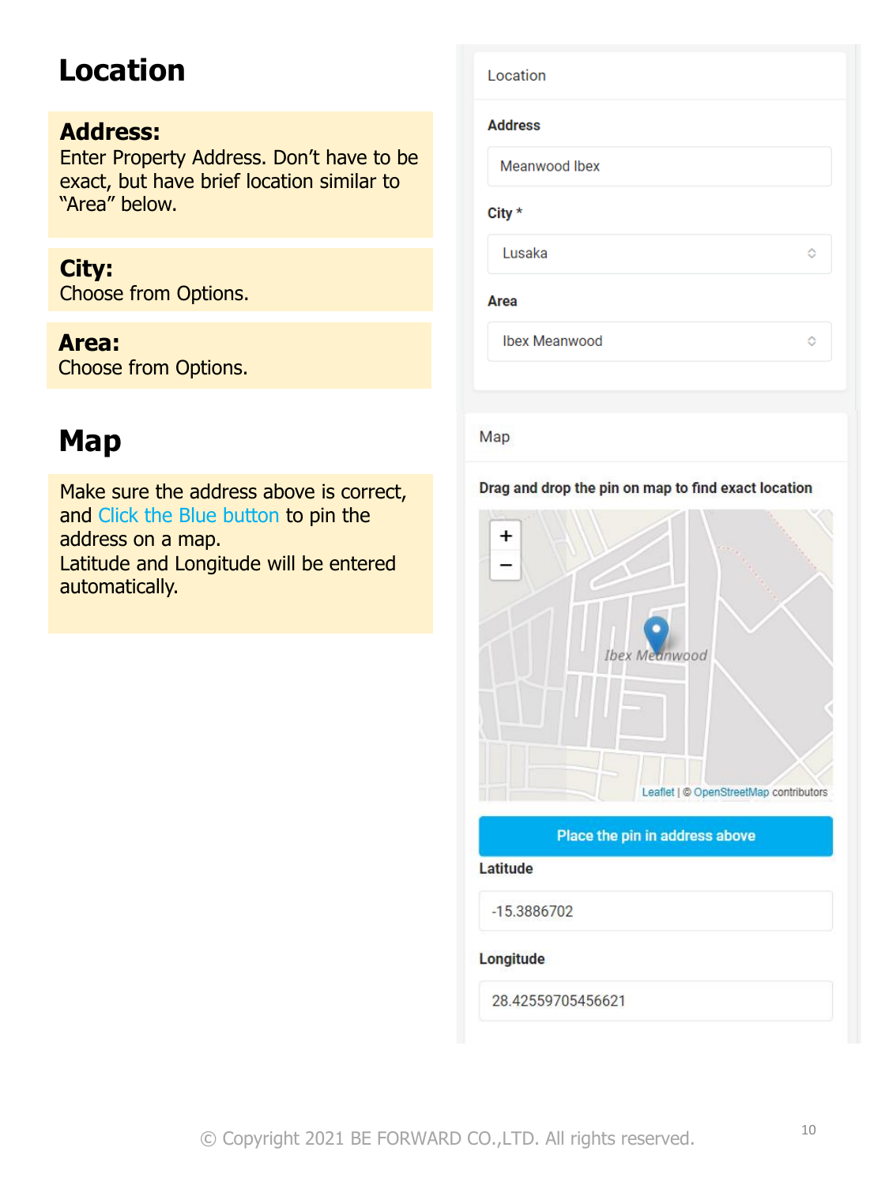# Location

**Address:**
Enter Property Address. Don't have to be exact, but have brief location similar to "Area" below.

**City:**
Choose from Options.

**Area:**
Choose from Options.

# Map

Make sure the address above is correct, and Click the Blue button to pin the address on a map.
Latitude and Longitude will be entered automatically.

Location

**Address**

Meanwood Ibex

**City** *

Lusaka

**Area**

Ibex Meanwood

Map

**Drag and drop the pin on map to find exact location**

Ibex Meanwood

Leaflet | © OpenStreetMap contributors

**Place the pin in address above**

**Latitude**

-15.3886702

**Longitude**

28.42559705456621

© Copyright 2021 BE FORWARD CO.,LTD. All rights reserved.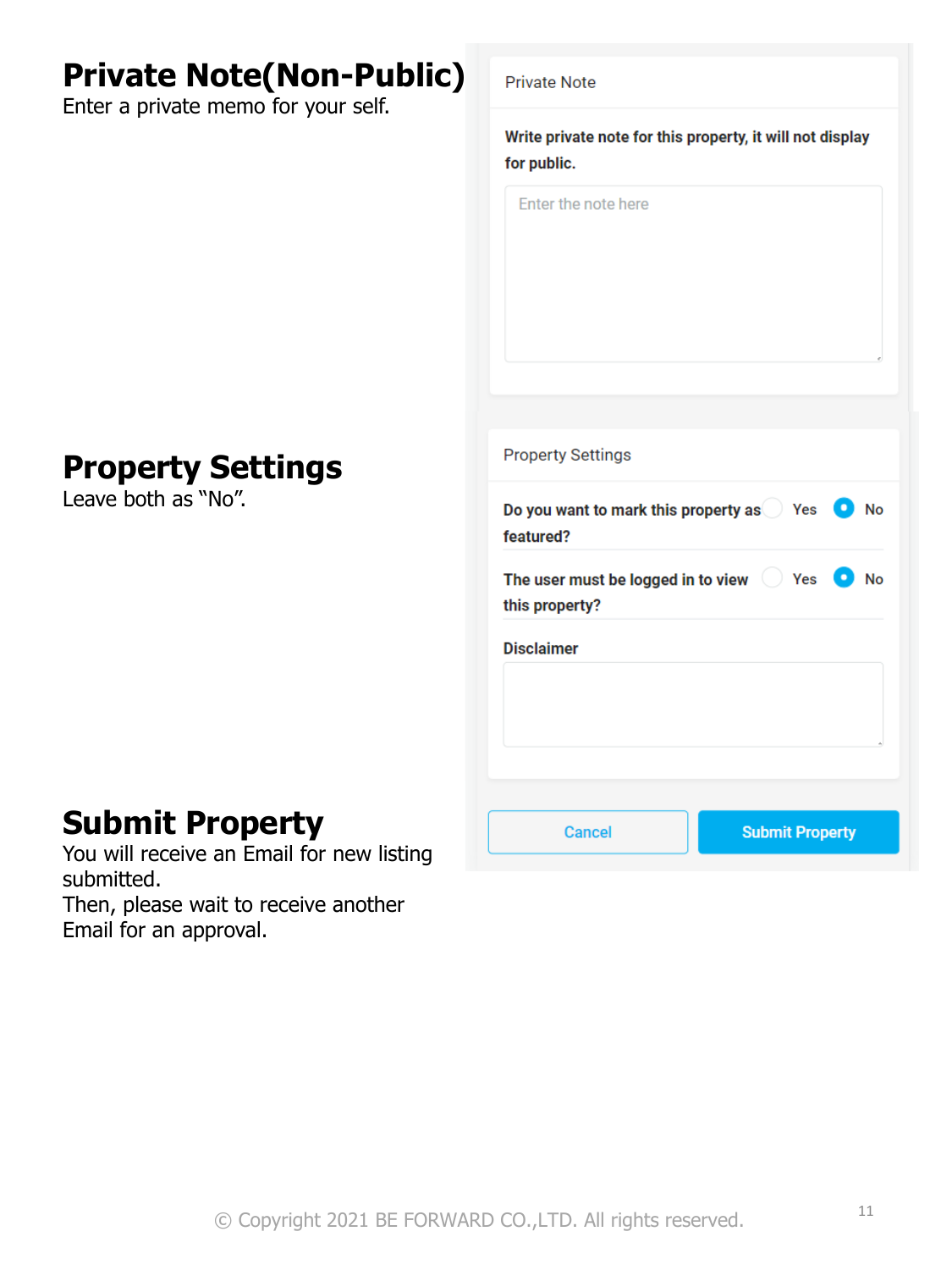## Private Note(Non-Public)

Enter a private memo for your self.

Private Note

**Write private note for this property, it will not display for public.**

Enter the note here

## Property Settings

Leave both as "No".

Property Settings

**Do you want to mark this property as featured?** Yes No

**The user must be logged in to view this property?** Yes No

**Disclaimer**

Cancel Submit Property

## Submit Property

You will receive an Email for new listing submitted.
Then, please wait to receive another Email for an approval.

© Copyright 2021 BE FORWARD CO.,LTD. All rights reserved.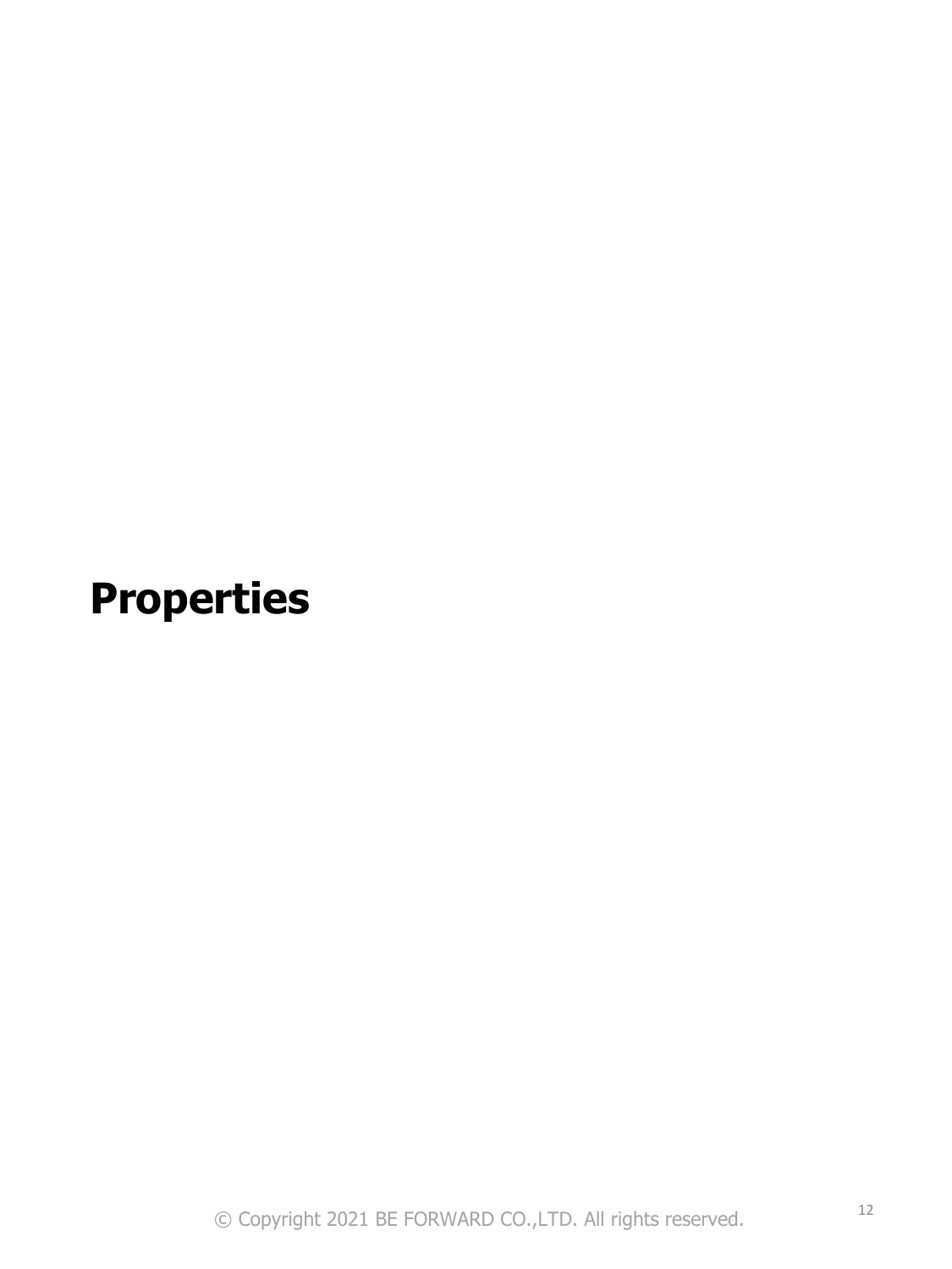# Properties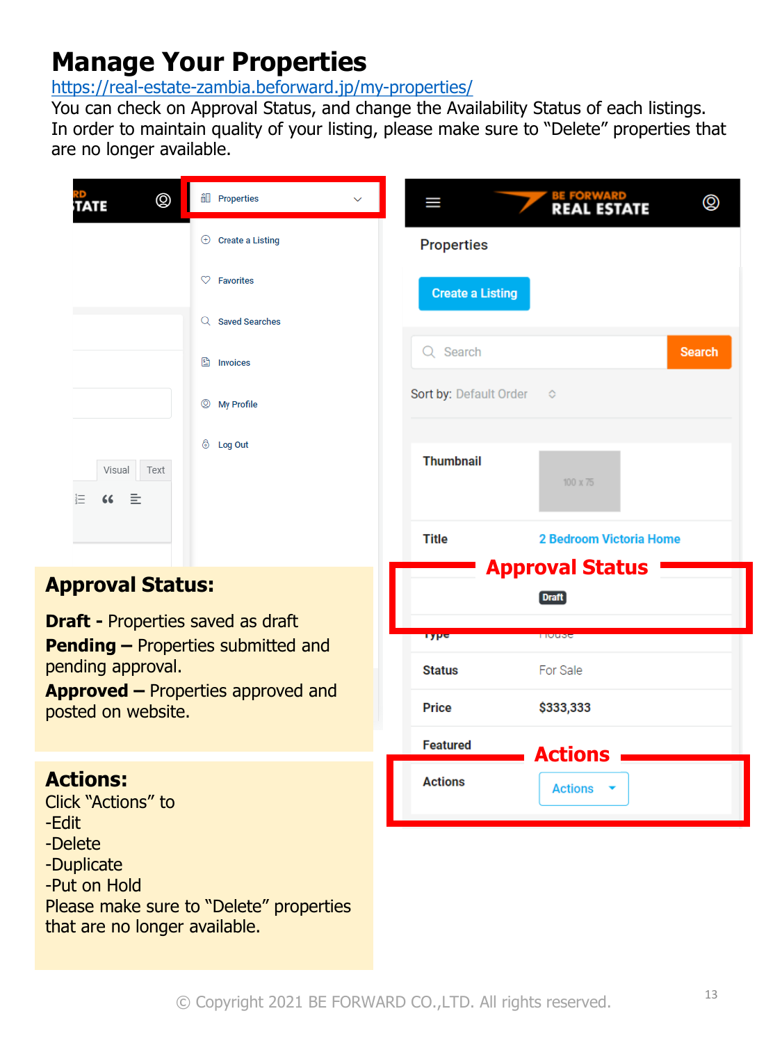# Manage Your Properties

https://real-estate-zambia.beforward.jp/my-properties/

You can check on Approval Status, and change the Availability Status of each listings. In order to maintain quality of your listing, please make sure to "Delete" properties that are no longer available.

Properties

Create a Listing

Favorites

Saved Searches

Invoices

My Profile

Log Out

BE FORWARD REAL ESTATE

Properties

Create a Listing

Search

Sort by: Default Order

| | |
|---|---|
| Thumbnail | 100 x 75 |
| Title | 2 Bedroom Victoria Home |
| | Draft |
| Type | House |
| Status | For Sale |
| Price | $333,333 |
| Featured | |
| Actions | Actions |

**Approval Status**

**Actions**

## Approval Status:

**Draft -** Properties saved as draft

**Pending –** Properties submitted and pending approval.

**Approved –** Properties approved and posted on website.

## Actions:

Click "Actions" to

-Edit

-Delete

-Duplicate

-Put on Hold

Please make sure to "Delete" properties that are no longer available.

© Copyright 2021 BE FORWARD CO.,LTD. All rights reserved.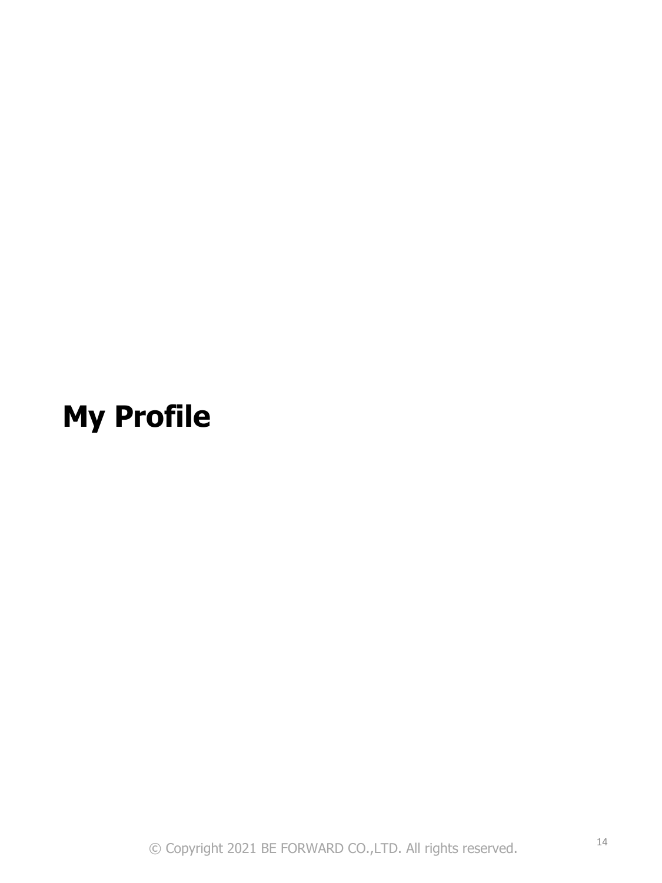# My Profile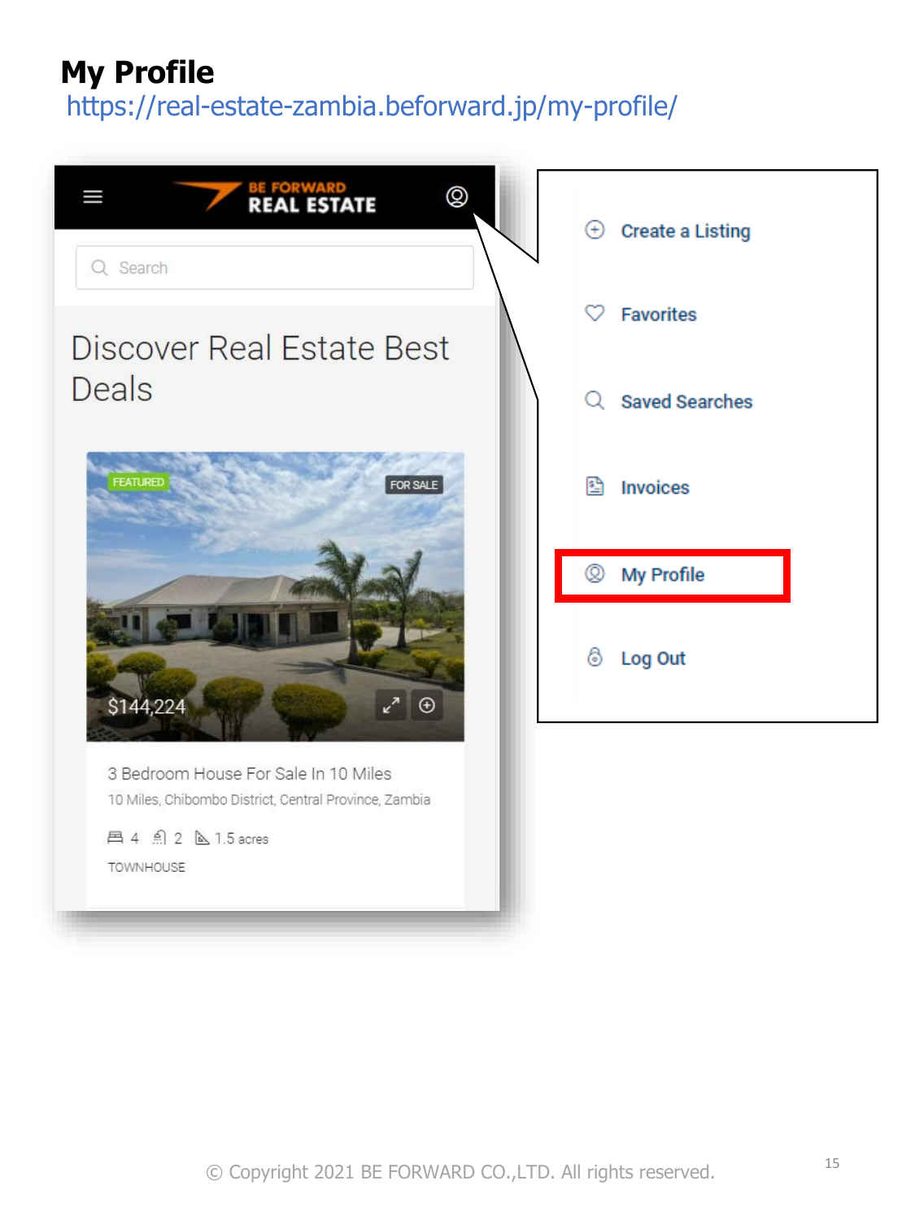# My Profile

https://real-estate-zambia.beforward.jp/my-profile/

BE FORWARD REAL ESTATE

Search

Discover Real Estate Best Deals

FEATURED

FOR SALE

$144,224

3 Bedroom House For Sale In 10 Miles

10 Miles, Chibombo District, Central Province, Zambia

4 2 1.5 acres

TOWNHOUSE

- Create a Listing
- Favorites
- Saved Searches
- Invoices
- My Profile
- Log Out

© Copyright 2021 BE FORWARD CO.,LTD. All rights reserved.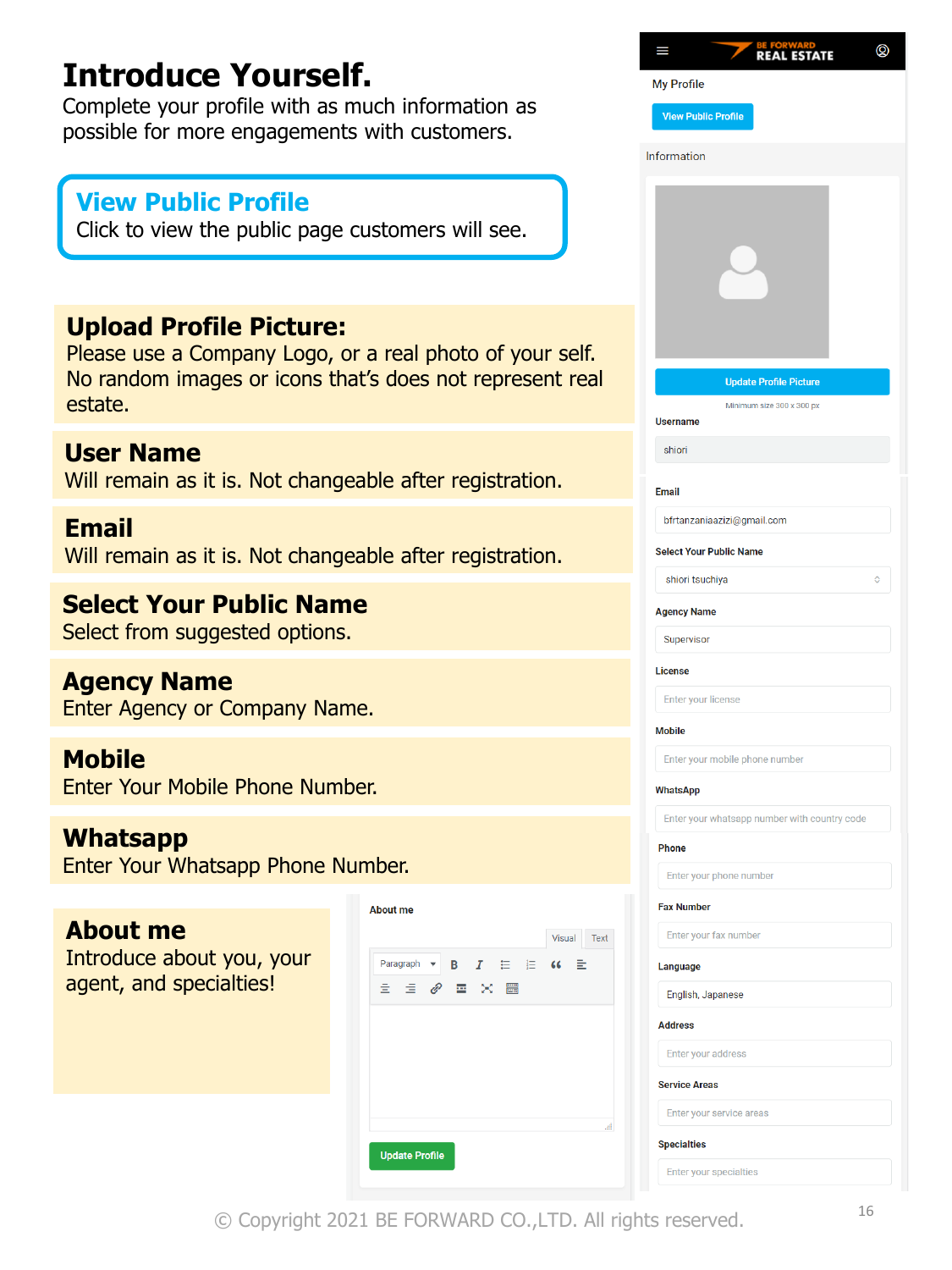# Introduce Yourself.

Complete your profile with as much information as possible for more engagements with customers.

## View Public Profile

Click to view the public page customers will see.

## Upload Profile Picture:

Please use a Company Logo, or a real photo of your self. No random images or icons that's does not represent real estate.

## User Name

Will remain as it is. Not changeable after registration.

## Email

Will remain as it is. Not changeable after registration.

## Select Your Public Name

Select from suggested options.

## Agency Name

Enter Agency or Company Name.

## Mobile

Enter Your Mobile Phone Number.

## Whatsapp

Enter Your Whatsapp Phone Number.

## About me

Introduce about you, your agent, and specialties!

BE FORWARD REAL ESTATE

My Profile

View Public Profile

Information

Update Profile Picture

Minimum size 300 x 300 px

Username

shiori

Email

bfrtanzaniaazizi@gmail.com

Select Your Public Name

shiori tsuchiya

Agency Name

Supervisor

License

Enter your license

Mobile

Enter your mobile phone number

WhatsApp

Enter your whatsapp number with country code

Phone

Enter your phone number

Fax Number

Enter your fax number

Language

English, Japanese

Address

Enter your address

Service Areas

Enter your service areas

Specialties

Enter your specialties

About me

Visual Text

Paragraph

Update Profile

© Copyright 2021 BE FORWARD CO.,LTD. All rights reserved.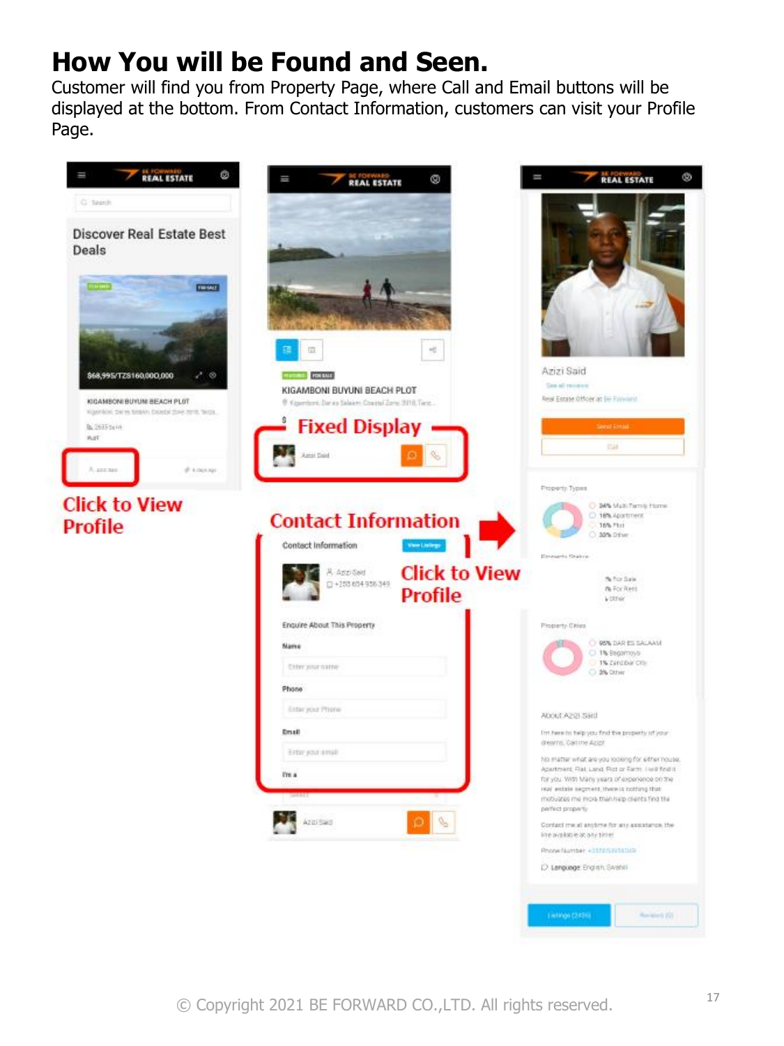# How You will be Found and Seen.

Customer will find you from Property Page, where Call and Email buttons will be displayed at the bottom. From Contact Information, customers can visit your Profile Page.

Click to View Profile

Fixed Display

Contact Information

Click to View Profile